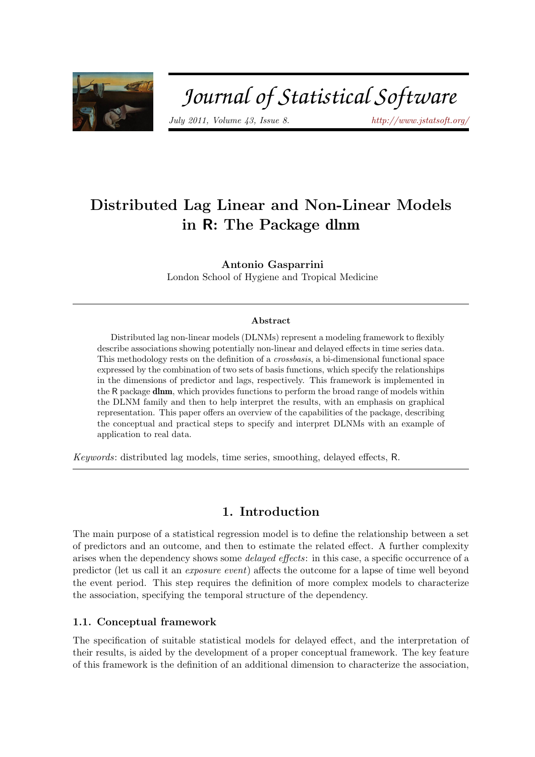# Distributed Lag Linear and Non-Linear Models in R: The Package dlnm

**Antonio Gasparrini**
London School of Hygiene and Tropical Medicine

### Abstract

Distributed lag non-linear models (DLNMs) represent a modeling framework to flexibly describe associations showing potentially non-linear and delayed effects in time series data. This methodology rests on the definition of a *crossbasis*, a bi-dimensional functional space expressed by the combination of two sets of basis functions, which specify the relationships in the dimensions of predictor and lags, respectively. This framework is implemented in the R package **dlnm**, which provides functions to perform the broad range of models within the DLNM family and then to help interpret the results, with an emphasis on graphical representation. This paper offers an overview of the capabilities of the package, describing the conceptual and practical steps to specify and interpret DLNMs with an example of application to real data.

*Keywords*: distributed lag models, time series, smoothing, delayed effects, R.

## 1. Introduction

The main purpose of a statistical regression model is to define the relationship between a set of predictors and an outcome, and then to estimate the related effect. A further complexity arises when the dependency shows some *delayed effects*: in this case, a specific occurrence of a predictor (let us call it an *exposure event*) affects the outcome for a lapse of time well beyond the event period. This step requires the definition of more complex models to characterize the association, specifying the temporal structure of the dependency.

### 1.1. Conceptual framework

The specification of suitable statistical models for delayed effect, and the interpretation of their results, is aided by the development of a proper conceptual framework. The key feature of this framework is the definition of an additional dimension to characterize the association,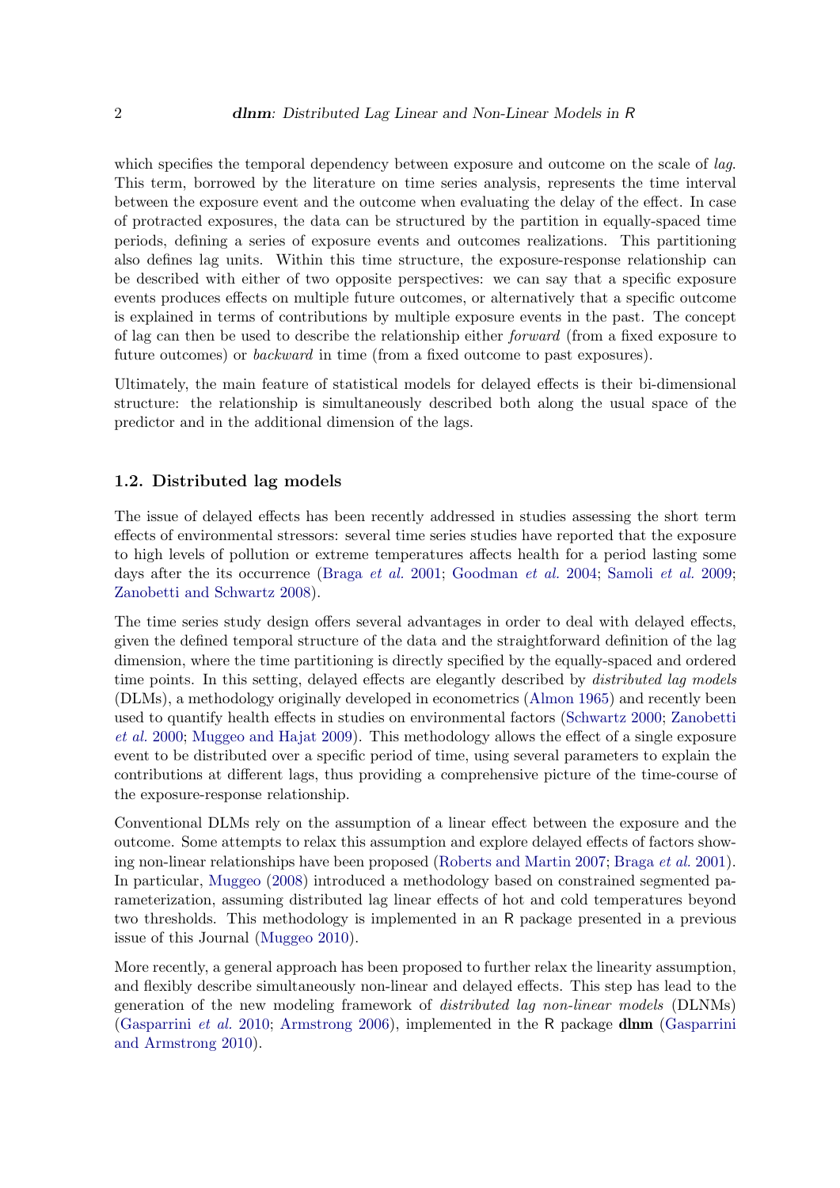which specifies the temporal dependency between exposure and outcome on the scale of *lag*. This term, borrowed by the literature on time series analysis, represents the time interval between the exposure event and the outcome when evaluating the delay of the effect. In case of protracted exposures, the data can be structured by the partition in equally-spaced time periods, defining a series of exposure events and outcomes realizations. This partitioning also defines lag units. Within this time structure, the exposure-response relationship can be described with either of two opposite perspectives: we can say that a specific exposure events produces effects on multiple future outcomes, or alternatively that a specific outcome is explained in terms of contributions by multiple exposure events in the past. The concept of lag can then be used to describe the relationship either *forward* (from a fixed exposure to future outcomes) or *backward* in time (from a fixed outcome to past exposures).

Ultimately, the main feature of statistical models for delayed effects is their bi-dimensional structure: the relationship is simultaneously described both along the usual space of the predictor and in the additional dimension of the lags.

### 1.2. Distributed lag models

The issue of delayed effects has been recently addressed in studies assessing the short term effects of environmental stressors: several time series studies have reported that the exposure to high levels of pollution or extreme temperatures affects health for a period lasting some days after the its occurrence (Braga *et al.* 2001; Goodman *et al.* 2004; Samoli *et al.* 2009; Zanobetti and Schwartz 2008).

The time series study design offers several advantages in order to deal with delayed effects, given the defined temporal structure of the data and the straightforward definition of the lag dimension, where the time partitioning is directly specified by the equally-spaced and ordered time points. In this setting, delayed effects are elegantly described by *distributed lag models* (DLMs), a methodology originally developed in econometrics (Almon 1965) and recently been used to quantify health effects in studies on environmental factors (Schwartz 2000; Zanobetti *et al.* 2000; Muggeo and Hajat 2009). This methodology allows the effect of a single exposure event to be distributed over a specific period of time, using several parameters to explain the contributions at different lags, thus providing a comprehensive picture of the time-course of the exposure-response relationship.

Conventional DLMs rely on the assumption of a linear effect between the exposure and the outcome. Some attempts to relax this assumption and explore delayed effects of factors showing non-linear relationships have been proposed (Roberts and Martin 2007; Braga *et al.* 2001). In particular, Muggeo (2008) introduced a methodology based on constrained segmented parameterization, assuming distributed lag linear effects of hot and cold temperatures beyond two thresholds. This methodology is implemented in an R package presented in a previous issue of this Journal (Muggeo 2010).

More recently, a general approach has been proposed to further relax the linearity assumption, and flexibly describe simultaneously non-linear and delayed effects. This step has lead to the generation of the new modeling framework of *distributed lag non-linear models* (DLNMs) (Gasparrini *et al.* 2010; Armstrong 2006), implemented in the R package **dlnm** (Gasparrini and Armstrong 2010).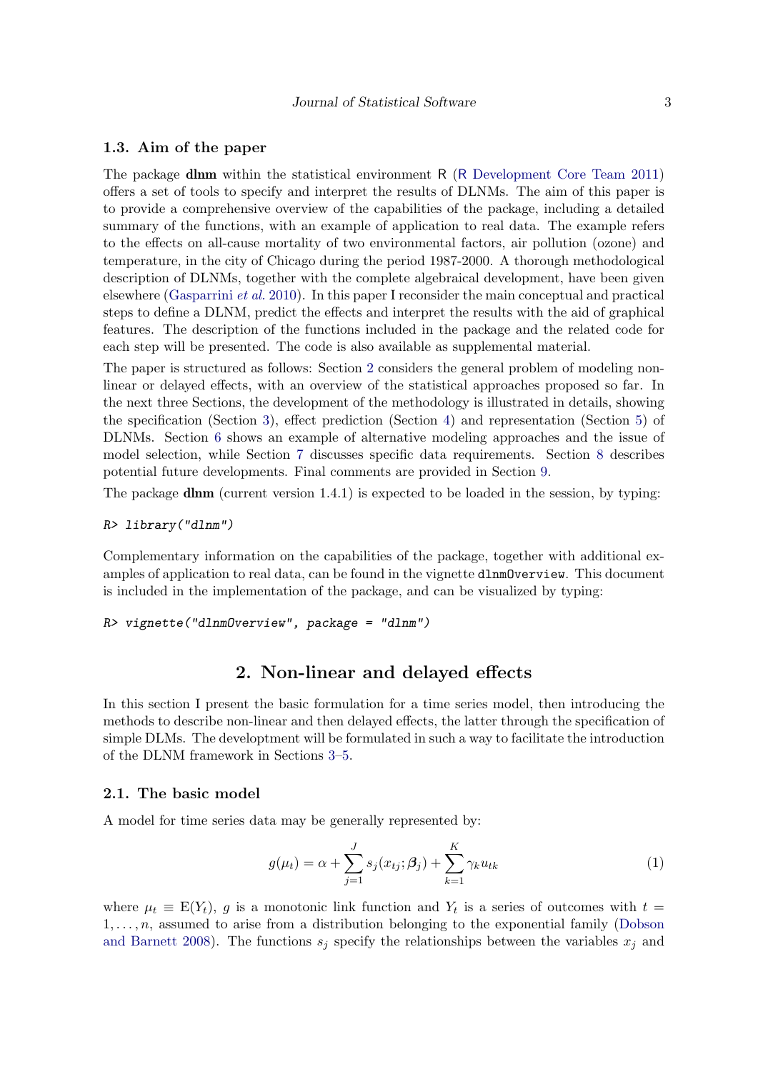### 1.3. Aim of the paper

The package **dlnm** within the statistical environment R (R Development Core Team 2011) offers a set of tools to specify and interpret the results of DLNMs. The aim of this paper is to provide a comprehensive overview of the capabilities of the package, including a detailed summary of the functions, with an example of application to real data. The example refers to the effects on all-cause mortality of two environmental factors, air pollution (ozone) and temperature, in the city of Chicago during the period 1987-2000. A thorough methodological description of DLNMs, together with the complete algebraical development, have been given elsewhere (Gasparrini *et al.* 2010). In this paper I reconsider the main conceptual and practical steps to define a DLNM, predict the effects and interpret the results with the aid of graphical features. The description of the functions included in the package and the related code for each step will be presented. The code is also available as supplemental material.

The paper is structured as follows: Section 2 considers the general problem of modeling non-linear or delayed effects, with an overview of the statistical approaches proposed so far. In the next three Sections, the development of the methodology is illustrated in details, showing the specification (Section 3), effect prediction (Section 4) and representation (Section 5) of DLNMs. Section 6 shows an example of alternative modeling approaches and the issue of model selection, while Section 7 discusses specific data requirements. Section 8 describes potential future developments. Final comments are provided in Section 9.

The package **dlnm** (current version 1.4.1) is expected to be loaded in the session, by typing:

```
R> library("dlnm")
```

Complementary information on the capabilities of the package, together with additional examples of application to real data, can be found in the vignette `dlnmOverview`. This document is included in the implementation of the package, and can be visualized by typing:

```
R> vignette("dlnmOverview", package = "dlnm")
```

## 2. Non-linear and delayed effects

In this section I present the basic formulation for a time series model, then introducing the methods to describe non-linear and then delayed effects, the latter through the specification of simple DLMs. The developtment will be formulated in such a way to facilitate the introduction of the DLNM framework in Sections 3–5.

### 2.1. The basic model

A model for time series data may be generally represented by:

$$g(\mu_t) = \alpha + \sum_{j=1}^{J} s_j(x_{tj}; \boldsymbol{\beta}_j) + \sum_{k=1}^{K} \gamma_k u_{tk} \tag{1}$$

where $\mu_t \equiv \mathrm{E}(Y_t)$, $g$ is a monotonic link function and $Y_t$ is a series of outcomes with $t = 1, \ldots, n$, assumed to arise from a distribution belonging to the exponential family (Dobson and Barnett 2008). The functions $s_j$ specify the relationships between the variables $x_j$ and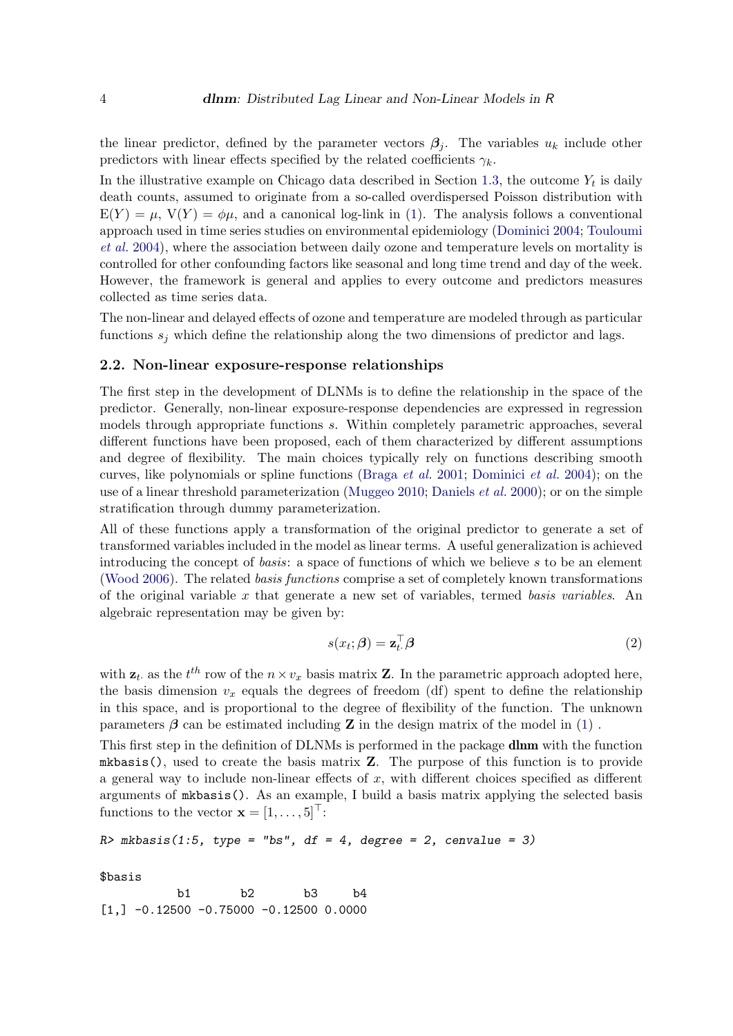the linear predictor, defined by the parameter vectors $\boldsymbol{\beta}_j$. The variables $u_k$ include other predictors with linear effects specified by the related coefficients $\gamma_k$.

In the illustrative example on Chicago data described in Section 1.3, the outcome $Y_t$ is daily death counts, assumed to originate from a so-called overdispersed Poisson distribution with $\mathrm{E}(Y) = \mu$, $\mathrm{V}(Y) = \phi\mu$, and a canonical log-link in (1). The analysis follows a conventional approach used in time series studies on environmental epidemiology (Dominici 2004; Touloumi *et al.* 2004), where the association between daily ozone and temperature levels on mortality is controlled for other confounding factors like seasonal and long time trend and day of the week. However, the framework is general and applies to every outcome and predictors measures collected as time series data.

The non-linear and delayed effects of ozone and temperature are modeled through as particular functions $s_j$ which define the relationship along the two dimensions of predictor and lags.

## 2.2. Non-linear exposure-response relationships

The first step in the development of DLNMs is to define the relationship in the space of the predictor. Generally, non-linear exposure-response dependencies are expressed in regression models through appropriate functions $s$. Within completely parametric approaches, several different functions have been proposed, each of them characterized by different assumptions and degree of flexibility. The main choices typically rely on functions describing smooth curves, like polynomials or spline functions (Braga *et al.* 2001; Dominici *et al.* 2004); on the use of a linear threshold parameterization (Muggeo 2010; Daniels *et al.* 2000); or on the simple stratification through dummy parameterization.

All of these functions apply a transformation of the original predictor to generate a set of transformed variables included in the model as linear terms. A useful generalization is achieved introducing the concept of *basis*: a space of functions of which we believe $s$ to be an element (Wood 2006). The related *basis functions* comprise a set of completely known transformations of the original variable $x$ that generate a new set of variables, termed *basis variables*. An algebraic representation may be given by:

$$s(x_t; \boldsymbol{\beta}) = \mathbf{z}_{t\cdot}^{\top} \boldsymbol{\beta} \tag{2}$$

with $\mathbf{z}_{t\cdot}$ as the $t^{th}$ row of the $n \times v_x$ basis matrix $\mathbf{Z}$. In the parametric approach adopted here, the basis dimension $v_x$ equals the degrees of freedom (df) spent to define the relationship in this space, and is proportional to the degree of flexibility of the function. The unknown parameters $\boldsymbol{\beta}$ can be estimated including $\mathbf{Z}$ in the design matrix of the model in (1) .

This first step in the definition of DLNMs is performed in the package **dlnm** with the function `mkbasis()`, used to create the basis matrix $\mathbf{Z}$. The purpose of this function is to provide a general way to include non-linear effects of $x$, with different choices specified as different arguments of `mkbasis()`. As an example, I build a basis matrix applying the selected basis functions to the vector $\mathbf{x} = [1, \ldots, 5]^{\top}$:

```
R> mkbasis(1:5, type = "bs", df = 4, degree = 2, cenvalue = 3)

$basis
          b1       b2       b3     b4
[1,] -0.12500 -0.75000 -0.12500 0.0000
```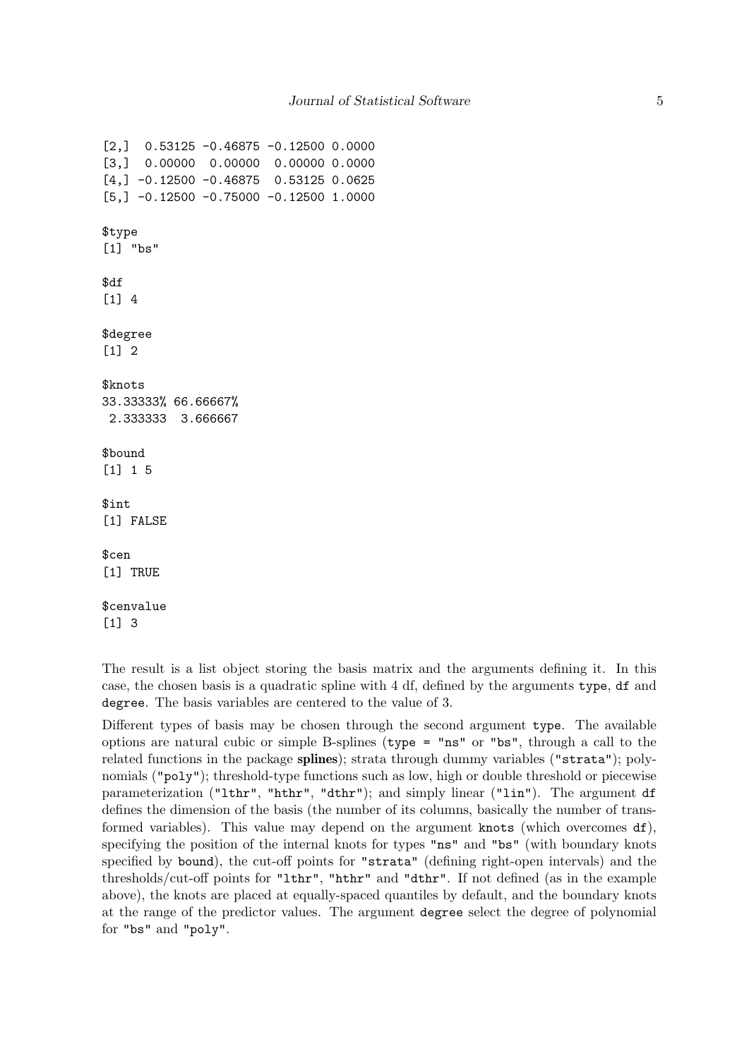```
[2,]  0.53125 -0.46875 -0.12500 0.0000
[3,]  0.00000  0.00000  0.00000 0.0000
[4,] -0.12500 -0.46875  0.53125 0.0625
[5,] -0.12500 -0.75000 -0.12500 1.0000

$type
[1] "bs"

$df
[1] 4

$degree
[1] 2

$knots
33.33333% 66.66667%
 2.333333  3.666667

$bound
[1] 1 5

$int
[1] FALSE

$cen
[1] TRUE

$cenvalue
[1] 3
```

The result is a list object storing the basis matrix and the arguments defining it. In this case, the chosen basis is a quadratic spline with 4 df, defined by the arguments `type`, `df` and `degree`. The basis variables are centered to the value of 3.

Different types of basis may be chosen through the second argument `type`. The available options are natural cubic or simple B-splines (`type = "ns"` or `"bs"`, through a call to the related functions in the package **splines**); strata through dummy variables (`"strata"`); polynomials (`"poly"`); threshold-type functions such as low, high or double threshold or piecewise parameterization (`"lthr"`, `"hthr"`, `"dthr"`); and simply linear (`"lin"`). The argument `df` defines the dimension of the basis (the number of its columns, basically the number of transformed variables). This value may depend on the argument `knots` (which overcomes `df`), specifying the position of the internal knots for types `"ns"` and `"bs"` (with boundary knots specified by `bound`), the cut-off points for `"strata"` (defining right-open intervals) and the thresholds/cut-off points for `"lthr"`, `"hthr"` and `"dthr"`. If not defined (as in the example above), the knots are placed at equally-spaced quantiles by default, and the boundary knots at the range of the predictor values. The argument `degree` select the degree of polynomial for `"bs"` and `"poly"`.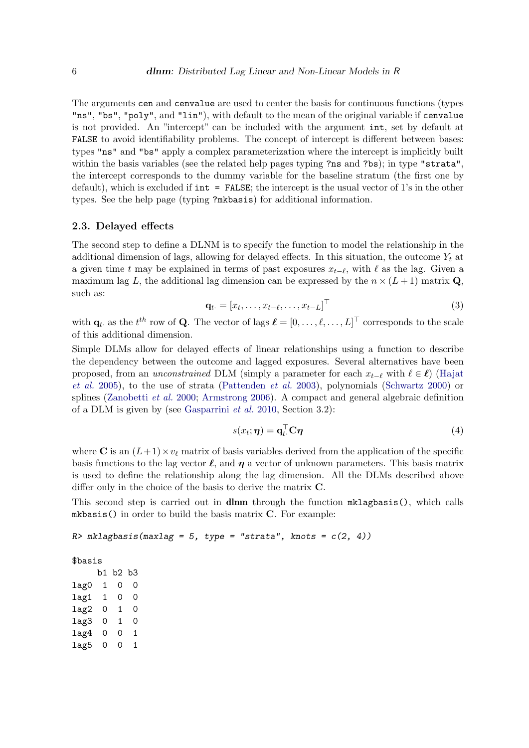The arguments `cen` and `cenvalue` are used to center the basis for continuous functions (types `"ns"`, `"bs"`, `"poly"`, and `"lin"`), with default to the mean of the original variable if `cenvalue` is not provided. An "intercept" can be included with the argument `int`, set by default at `FALSE` to avoid identifiability problems. The concept of intercept is different between bases: types `"ns"` and `"bs"` apply a complex parameterization where the intercept is implicitly built within the basis variables (see the related help pages typing `?ns` and `?bs`); in type `"strata"`, the intercept corresponds to the dummy variable for the baseline stratum (the first one by default), which is excluded if `int = FALSE`; the intercept is the usual vector of 1's in the other types. See the help page (typing `?mkbasis`) for additional information.

### 2.3. Delayed effects

The second step to define a DLNM is to specify the function to model the relationship in the additional dimension of lags, allowing for delayed effects. In this situation, the outcome $Y_t$ at a given time $t$ may be explained in terms of past exposures $x_{t-\ell}$, with $\ell$ as the lag. Given a maximum lag $L$, the additional lag dimension can be expressed by the $n \times (L+1)$ matrix $\mathbf{Q}$, such as:

$$\mathbf{q}_{t\cdot} = [x_t, \ldots, x_{t-\ell}, \ldots, x_{t-L}]^\top \tag{3}$$

with $\mathbf{q}_{t\cdot}$ as the $t^{th}$ row of $\mathbf{Q}$. The vector of lags $\boldsymbol{\ell} = [0, \ldots, \ell, \ldots, L]^\top$ corresponds to the scale of this additional dimension.

Simple DLMs allow for delayed effects of linear relationships using a function to describe the dependency between the outcome and lagged exposures. Several alternatives have been proposed, from an *unconstrained* DLM (simply a parameter for each $x_{t-\ell}$ with $\ell \in \boldsymbol{\ell}$) (Hajat *et al.* 2005), to the use of strata (Pattenden *et al.* 2003), polynomials (Schwartz 2000) or splines (Zanobetti *et al.* 2000; Armstrong 2006). A compact and general algebraic definition of a DLM is given by (see Gasparrini *et al.* 2010, Section 3.2):

$$s(x_t; \boldsymbol{\eta}) = \mathbf{q}_{t\cdot}^\top \mathbf{C} \boldsymbol{\eta} \tag{4}$$

where $\mathbf{C}$ is an $(L+1) \times v_\ell$ matrix of basis variables derived from the application of the specific basis functions to the lag vector $\boldsymbol{\ell}$, and $\boldsymbol{\eta}$ a vector of unknown parameters. This basis matrix is used to define the relationship along the lag dimension. All the DLMs described above differ only in the choice of the basis to derive the matrix $\mathbf{C}$.

This second step is carried out in **dlnm** through the function `mklagbasis()`, which calls `mkbasis()` in order to build the basis matrix $\mathbf{C}$. For example:

```
R> mklagbasis(maxlag = 5, type = "strata", knots = c(2, 4))

$basis
     b1 b2 b3
lag0  1  0  0
lag1  1  0  0
lag2  0  1  0
lag3  0  1  0
lag4  0  0  1
lag5  0  0  1
```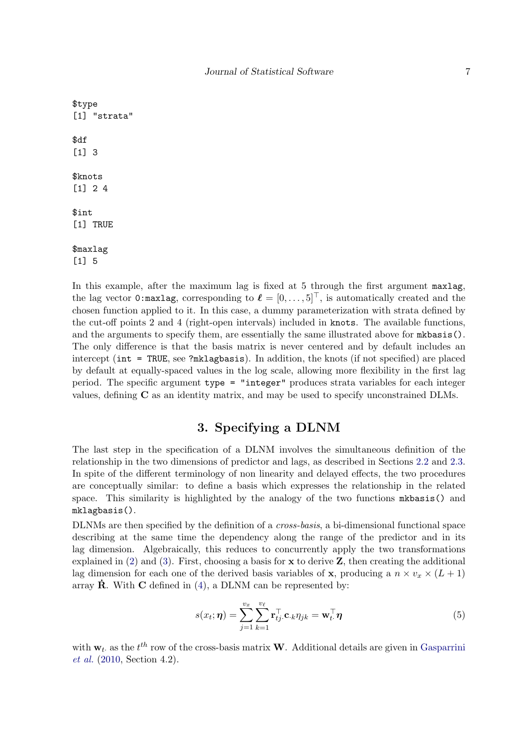```
$type
[1] "strata"

$df
[1] 3

$knots
[1] 2 4

$int
[1] TRUE

$maxlag
[1] 5
```

In this example, after the maximum lag is fixed at 5 through the first argument `maxlag`, the lag vector `0:maxlag`, corresponding to $\boldsymbol{\ell} = [0, \ldots, 5]^\top$, is automatically created and the chosen function applied to it. In this case, a dummy parameterization with strata defined by the cut-off points 2 and 4 (right-open intervals) included in `knots`. The available functions, and the arguments to specify them, are essentially the same illustrated above for `mkbasis()`. The only difference is that the basis matrix is never centered and by default includes an intercept (`int = TRUE`, see `?mklagbasis`). In addition, the knots (if not specified) are placed by default at equally-spaced values in the log scale, allowing more flexibility in the first lag period. The specific argument `type = "integer"` produces strata variables for each integer values, defining $\mathbf{C}$ as an identity matrix, and may be used to specify unconstrained DLMs.

## 3. Specifying a DLNM

The last step in the specification of a DLNM involves the simultaneous definition of the relationship in the two dimensions of predictor and lags, as described in Sections 2.2 and 2.3. In spite of the different terminology of non linearity and delayed effects, the two procedures are conceptually similar: to define a basis which expresses the relationship in the related space. This similarity is highlighted by the analogy of the two functions `mkbasis()` and `mklagbasis()`.

DLNMs are then specified by the definition of a *cross-basis*, a bi-dimensional functional space describing at the same time the dependency along the range of the predictor and in its lag dimension. Algebraically, this reduces to concurrently apply the two transformations explained in (2) and (3). First, choosing a basis for $\mathbf{x}$ to derive $\mathbf{Z}$, then creating the additional lag dimension for each one of the derived basis variables of $\mathbf{x}$, producing a $n \times v_x \times (L+1)$ array $\dot{\mathbf{R}}$. With $\mathbf{C}$ defined in (4), a DLNM can be represented by:

$$s(x_t; \boldsymbol{\eta}) = \sum_{j=1}^{v_x} \sum_{k=1}^{v_\ell} \mathbf{r}_{tj\cdot}^\top \mathbf{c}_{\cdot k} \eta_{jk} = \mathbf{w}_{t\cdot}^\top \boldsymbol{\eta} \tag{5}$$

with $\mathbf{w}_{t\cdot}$ as the $t^{th}$ row of the cross-basis matrix $\mathbf{W}$. Additional details are given in Gasparrini *et al.* (2010, Section 4.2).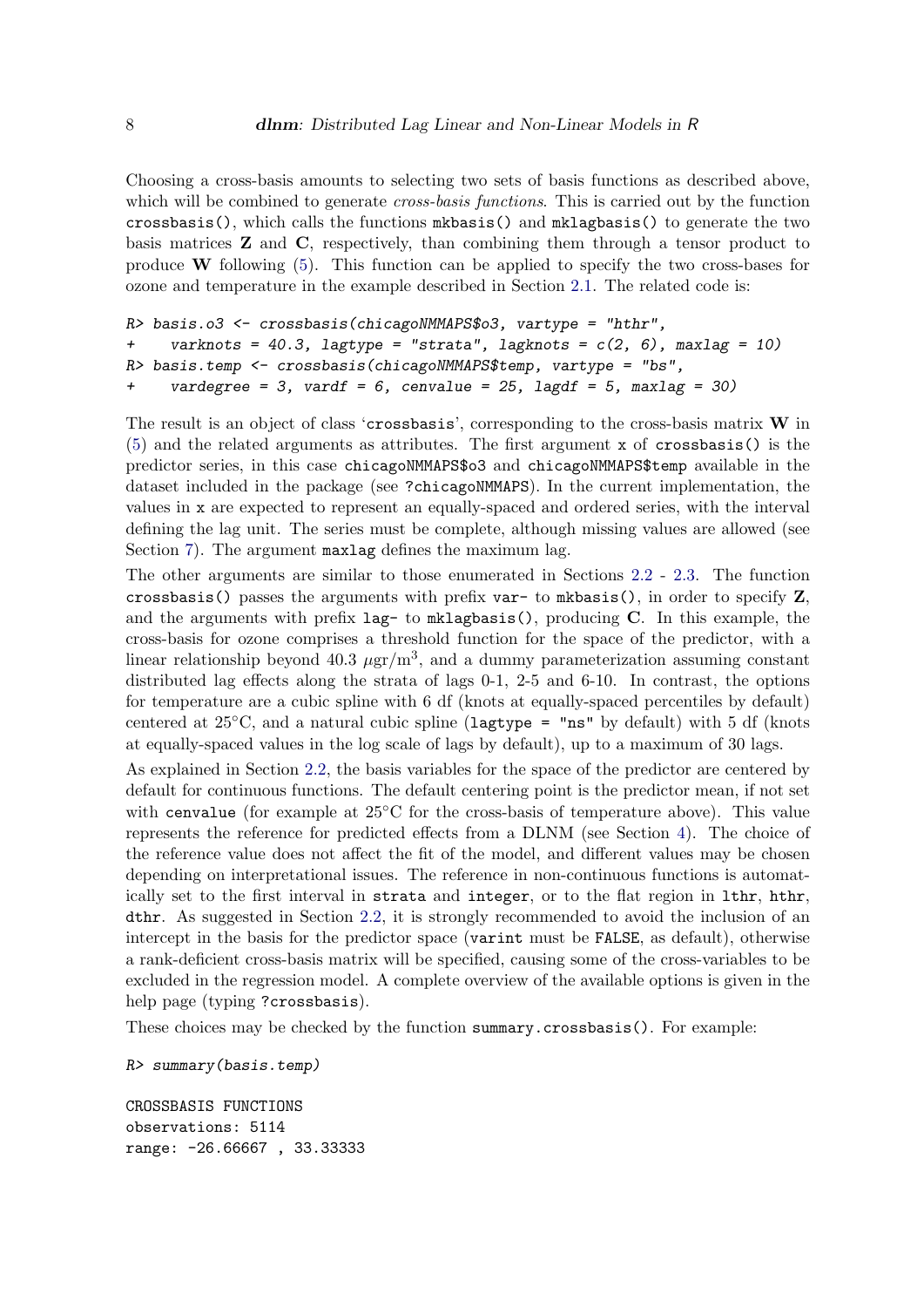Choosing a cross-basis amounts to selecting two sets of basis functions as described above, which will be combined to generate *cross-basis functions*. This is carried out by the function `crossbasis()`, which calls the functions `mkbasis()` and `mklagbasis()` to generate the two basis matrices **Z** and **C**, respectively, than combining them through a tensor product to produce **W** following (5). This function can be applied to specify the two cross-bases for ozone and temperature in the example described in Section 2.1. The related code is:

```
R> basis.o3 <- crossbasis(chicagoNMMAPS$o3, vartype = "hthr",
+    varknots = 40.3, lagtype = "strata", lagknots = c(2, 6), maxlag = 10)
R> basis.temp <- crossbasis(chicagoNMMAPS$temp, vartype = "bs",
+    vardegree = 3, vardf = 6, cenvalue = 25, lagdf = 5, maxlag = 30)
```

The result is an object of class '`crossbasis`', corresponding to the cross-basis matrix **W** in (5) and the related arguments as attributes. The first argument `x` of `crossbasis()` is the predictor series, in this case `chicagoNMMAPS$o3` and `chicagoNMMAPS$temp` available in the dataset included in the package (see `?chicagoNMMAPS`). In the current implementation, the values in `x` are expected to represent an equally-spaced and ordered series, with the interval defining the lag unit. The series must be complete, although missing values are allowed (see Section 7). The argument `maxlag` defines the maximum lag.

The other arguments are similar to those enumerated in Sections 2.2 - 2.3. The function `crossbasis()` passes the arguments with prefix `var-` to `mkbasis()`, in order to specify **Z**, and the arguments with prefix `lag-` to `mklagbasis()`, producing **C**. In this example, the cross-basis for ozone comprises a threshold function for the space of the predictor, with a linear relationship beyond 40.3 $\mu\text{gr/m}^3$, and a dummy parameterization assuming constant distributed lag effects along the strata of lags 0-1, 2-5 and 6-10. In contrast, the options for temperature are a cubic spline with 6 df (knots at equally-spaced percentiles by default) centered at 25°C, and a natural cubic spline (`lagtype = "ns"` by default) with 5 df (knots at equally-spaced values in the log scale of lags by default), up to a maximum of 30 lags.

As explained in Section 2.2, the basis variables for the space of the predictor are centered by default for continuous functions. The default centering point is the predictor mean, if not set with `cenvalue` (for example at 25°C for the cross-basis of temperature above). This value represents the reference for predicted effects from a DLNM (see Section 4). The choice of the reference value does not affect the fit of the model, and different values may be chosen depending on interpretational issues. The reference in non-continuous functions is automatically set to the first interval in `strata` and `integer`, or to the flat region in `lthr`, `hthr`, `dthr`. As suggested in Section 2.2, it is strongly recommended to avoid the inclusion of an intercept in the basis for the predictor space (`varint` must be `FALSE`, as default), otherwise a rank-deficient cross-basis matrix will be specified, causing some of the cross-variables to be excluded in the regression model. A complete overview of the available options is given in the help page (typing `?crossbasis`).

These choices may be checked by the function `summary.crossbasis()`. For example:

```
R> summary(basis.temp)

CROSSBASIS FUNCTIONS
observations: 5114
range: -26.66667 , 33.33333
```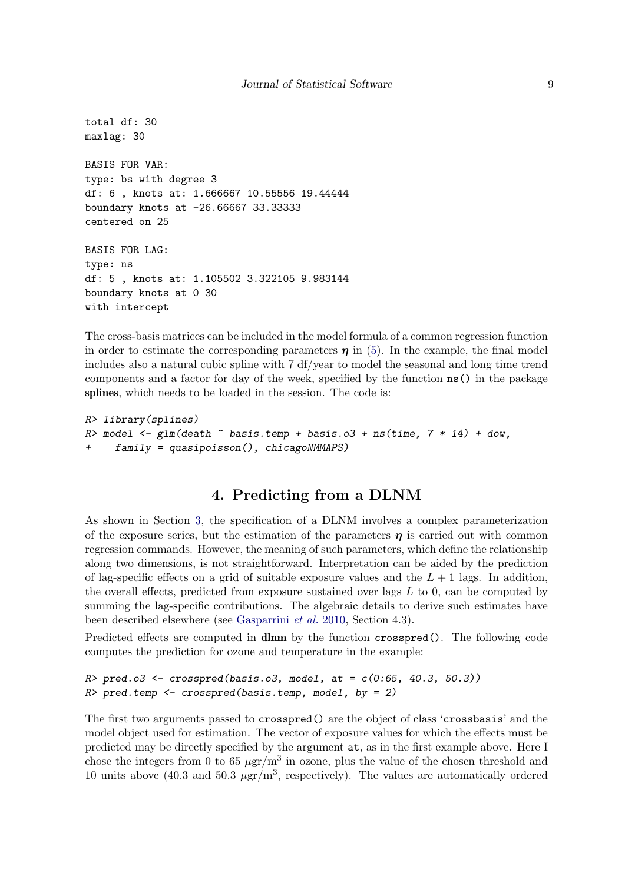```
total df: 30
maxlag: 30

BASIS FOR VAR:
type: bs with degree 3
df: 6 , knots at: 1.666667 10.55556 19.44444
boundary knots at -26.66667 33.33333
centered on 25

BASIS FOR LAG:
type: ns
df: 5 , knots at: 1.105502 3.322105 9.983144
boundary knots at 0 30
with intercept
```

The cross-basis matrices can be included in the model formula of a common regression function in order to estimate the corresponding parameters $\boldsymbol{\eta}$ in (5). In the example, the final model includes also a natural cubic spline with 7 df/year to model the seasonal and long time trend components and a factor for day of the week, specified by the function `ns()` in the package **splines**, which needs to be loaded in the session. The code is:

```
R> library(splines)
R> model <- glm(death ~ basis.temp + basis.o3 + ns(time, 7 * 14) + dow,
+    family = quasipoisson(), chicagoNMMAPS)
```

# 4. Predicting from a DLNM

As shown in Section 3, the specification of a DLNM involves a complex parameterization of the exposure series, but the estimation of the parameters $\boldsymbol{\eta}$ is carried out with common regression commands. However, the meaning of such parameters, which define the relationship along two dimensions, is not straightforward. Interpretation can be aided by the prediction of lag-specific effects on a grid of suitable exposure values and the $L+1$ lags. In addition, the overall effects, predicted from exposure sustained over lags $L$ to 0, can be computed by summing the lag-specific contributions. The algebraic details to derive such estimates have been described elsewhere (see Gasparrini *et al.* 2010, Section 4.3).

Predicted effects are computed in **dlnm** by the function `crosspred()`. The following code computes the prediction for ozone and temperature in the example:

```
R> pred.o3 <- crosspred(basis.o3, model, at = c(0:65, 40.3, 50.3))
R> pred.temp <- crosspred(basis.temp, model, by = 2)
```

The first two arguments passed to `crosspred()` are the object of class '`crossbasis`' and the model object used for estimation. The vector of exposure values for which the effects must be predicted may be directly specified by the argument `at`, as in the first example above. Here I chose the integers from 0 to 65 $\mu\text{gr/m}^3$ in ozone, plus the value of the chosen threshold and 10 units above (40.3 and 50.3 $\mu\text{gr/m}^3$, respectively). The values are automatically ordered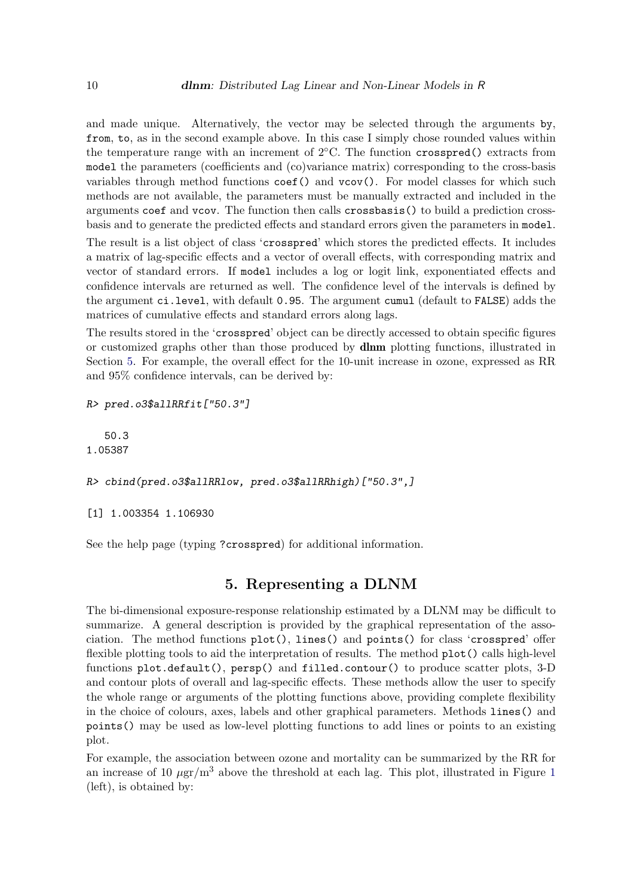and made unique. Alternatively, the vector may be selected through the arguments `by`, `from`, `to`, as in the second example above. In this case I simply chose rounded values within the temperature range with an increment of 2°C. The function `crosspred()` extracts from `model` the parameters (coefficients and (co)variance matrix) corresponding to the cross-basis variables through method functions `coef()` and `vcov()`. For model classes for which such methods are not available, the parameters must be manually extracted and included in the arguments `coef` and `vcov`. The function then calls `crossbasis()` to build a prediction cross-basis and to generate the predicted effects and standard errors given the parameters in `model`.

The result is a list object of class '`crosspred`' which stores the predicted effects. It includes a matrix of lag-specific effects and a vector of overall effects, with corresponding matrix and vector of standard errors. If `model` includes a log or logit link, exponentiated effects and confidence intervals are returned as well. The confidence level of the intervals is defined by the argument `ci.level`, with default `0.95`. The argument `cumul` (default to `FALSE`) adds the matrices of cumulative effects and standard errors along lags.

The results stored in the '`crosspred`' object can be directly accessed to obtain specific figures or customized graphs other than those produced by **dlnm** plotting functions, illustrated in Section 5. For example, the overall effect for the 10-unit increase in ozone, expressed as RR and 95% confidence intervals, can be derived by:

```
R> pred.o3$allRRfit["50.3"]

   50.3
1.05387

R> cbind(pred.o3$allRRlow, pred.o3$allRRhigh)["50.3",]

[1] 1.003354 1.106930
```

See the help page (typing `?crosspred`) for additional information.

# 5. Representing a DLNM

The bi-dimensional exposure-response relationship estimated by a DLNM may be difficult to summarize. A general description is provided by the graphical representation of the association. The method functions `plot()`, `lines()` and `points()` for class '`crosspred`' offer flexible plotting tools to aid the interpretation of results. The method `plot()` calls high-level functions `plot.default()`, `persp()` and `filled.contour()` to produce scatter plots, 3-D and contour plots of overall and lag-specific effects. These methods allow the user to specify the whole range or arguments of the plotting functions above, providing complete flexibility in the choice of colours, axes, labels and other graphical parameters. Methods `lines()` and `points()` may be used as low-level plotting functions to add lines or points to an existing plot.

For example, the association between ozone and mortality can be summarized by the RR for an increase of 10 $\mu$gr/m$^3$ above the threshold at each lag. This plot, illustrated in Figure 1 (left), is obtained by: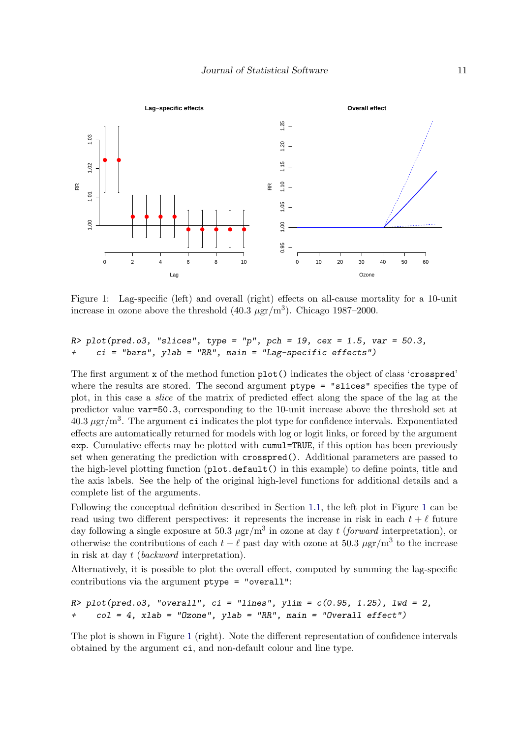Figure 1: Lag-specific (left) and overall (right) effects on all-cause mortality for a 10-unit increase in ozone above the threshold (40.3 $\mu$gr/m$^3$). Chicago 1987–2000.

```
R> plot(pred.o3, "slices", type = "p", pch = 19, cex = 1.5, var = 50.3,
+    ci = "bars", ylab = "RR", main = "Lag-specific effects")
```

The first argument `x` of the method function `plot()` indicates the object of class '`crosspred`' where the results are stored. The second argument `ptype = "slices"` specifies the type of plot, in this case a *slice* of the matrix of predicted effect along the space of the lag at the predictor value `var=50.3`, corresponding to the 10-unit increase above the threshold set at 40.3 $\mu$gr/m$^3$. The argument `ci` indicates the plot type for confidence intervals. Exponentiated effects are automatically returned for models with log or logit links, or forced by the argument `exp`. Cumulative effects may be plotted with `cumul=TRUE`, if this option has been previously set when generating the prediction with `crosspred()`. Additional parameters are passed to the high-level plotting function (`plot.default()` in this example) to define points, title and the axis labels. See the help of the original high-level functions for additional details and a complete list of the arguments.

Following the conceptual definition described in Section 1.1, the left plot in Figure 1 can be read using two different perspectives: it represents the increase in risk in each $t + \ell$ future day following a single exposure at 50.3 $\mu$gr/m$^3$ in ozone at day $t$ (*forward* interpretation), or otherwise the contributions of each $t - \ell$ past day with ozone at 50.3 $\mu$gr/m$^3$ to the increase in risk at day $t$ (*backward* interpretation).

Alternatively, it is possible to plot the overall effect, computed by summing the lag-specific contributions via the argument `ptype = "overall"`:

```
R> plot(pred.o3, "overall", ci = "lines", ylim = c(0.95, 1.25), lwd = 2,
+    col = 4, xlab = "Ozone", ylab = "RR", main = "Overall effect")
```

The plot is shown in Figure 1 (right). Note the different representation of confidence intervals obtained by the argument `ci`, and non-default colour and line type.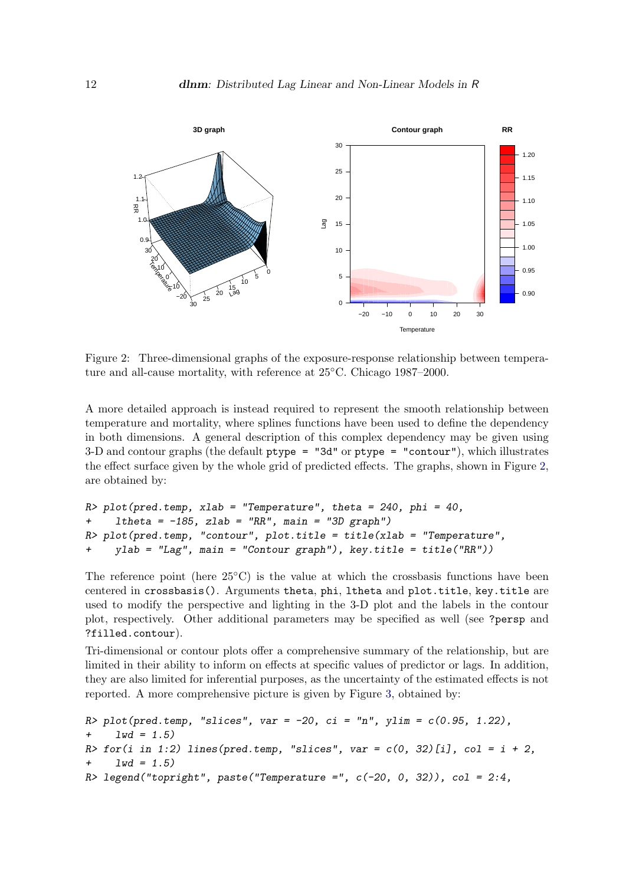Figure 2: Three-dimensional graphs of the exposure-response relationship between temperature and all-cause mortality, with reference at 25°C. Chicago 1987–2000.

A more detailed approach is instead required to represent the smooth relationship between temperature and mortality, where splines functions have been used to define the dependency in both dimensions. A general description of this complex dependency may be given using 3-D and contour graphs (the default `ptype = "3d"` or `ptype = "contour"`), which illustrates the effect surface given by the whole grid of predicted effects. The graphs, shown in Figure 2, are obtained by:

```
R> plot(pred.temp, xlab = "Temperature", theta = 240, phi = 40,
+    ltheta = -185, zlab = "RR", main = "3D graph")
R> plot(pred.temp, "contour", plot.title = title(xlab = "Temperature",
+    ylab = "Lag", main = "Contour graph"), key.title = title("RR"))
```

The reference point (here 25°C) is the value at which the crossbasis functions have been centered in `crossbasis()`. Arguments `theta`, `phi`, `ltheta` and `plot.title`, `key.title` are used to modify the perspective and lighting in the 3-D plot and the labels in the contour plot, respectively. Other additional parameters may be specified as well (see `?persp` and `?filled.contour`).

Tri-dimensional or contour plots offer a comprehensive summary of the relationship, but are limited in their ability to inform on effects at specific values of predictor or lags. In addition, they are also limited for inferential purposes, as the uncertainty of the estimated effects is not reported. A more comprehensive picture is given by Figure 3, obtained by:

```
R> plot(pred.temp, "slices", var = -20, ci = "n", ylim = c(0.95, 1.22),
+    lwd = 1.5)
R> for(i in 1:2) lines(pred.temp, "slices", var = c(0, 32)[i], col = i + 2,
+    lwd = 1.5)
R> legend("topright", paste("Temperature =", c(-20, 0, 32)), col = 2:4,
```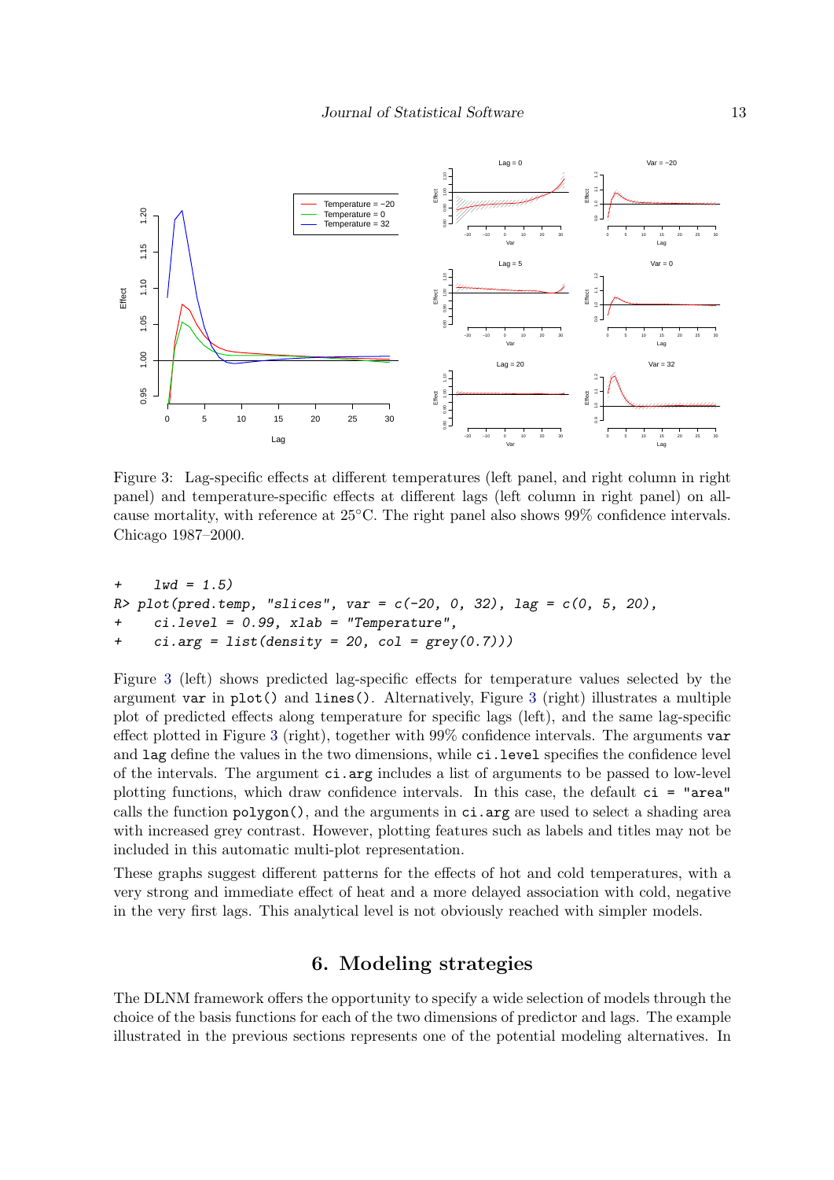Figure 3: Lag-specific effects at different temperatures (left panel, and right column in right panel) and temperature-specific effects at different lags (left column in right panel) on all-cause mortality, with reference at 25°C. The right panel also shows 99% confidence intervals. Chicago 1987–2000.

```
+    lwd = 1.5)
R> plot(pred.temp, "slices", var = c(-20, 0, 32), lag = c(0, 5, 20),
+    ci.level = 0.99, xlab = "Temperature",
+    ci.arg = list(density = 20, col = grey(0.7)))
```

Figure 3 (left) shows predicted lag-specific effects for temperature values selected by the argument `var` in `plot()` and `lines()`. Alternatively, Figure 3 (right) illustrates a multiple plot of predicted effects along temperature for specific lags (left), and the same lag-specific effect plotted in Figure 3 (right), together with 99% confidence intervals. The arguments `var` and `lag` define the values in the two dimensions, while `ci.level` specifies the confidence level of the intervals. The argument `ci.arg` includes a list of arguments to be passed to low-level plotting functions, which draw confidence intervals. In this case, the default `ci = "area"` calls the function `polygon()`, and the arguments in `ci.arg` are used to select a shading area with increased grey contrast. However, plotting features such as labels and titles may not be included in this automatic multi-plot representation.

These graphs suggest different patterns for the effects of hot and cold temperatures, with a very strong and immediate effect of heat and a more delayed association with cold, negative in the very first lags. This analytical level is not obviously reached with simpler models.

## 6. Modeling strategies

The DLNM framework offers the opportunity to specify a wide selection of models through the choice of the basis functions for each of the two dimensions of predictor and lags. The example illustrated in the previous sections represents one of the potential modeling alternatives. In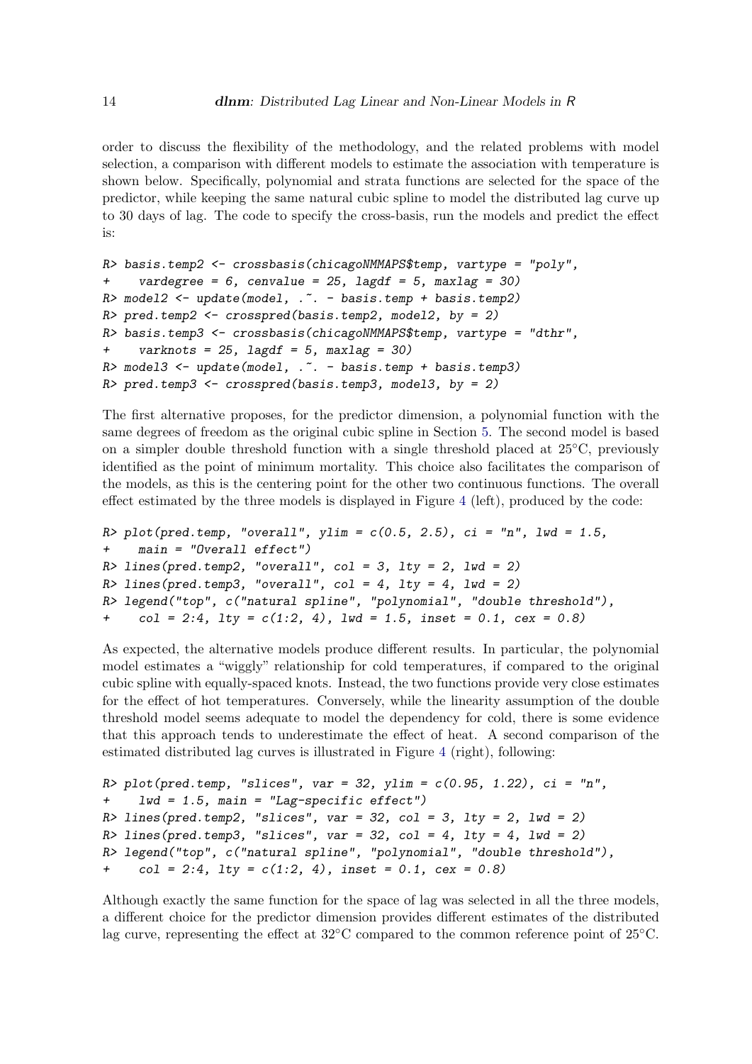order to discuss the flexibility of the methodology, and the related problems with model selection, a comparison with different models to estimate the association with temperature is shown below. Specifically, polynomial and strata functions are selected for the space of the predictor, while keeping the same natural cubic spline to model the distributed lag curve up to 30 days of lag. The code to specify the cross-basis, run the models and predict the effect is:

```
R> basis.temp2 <- crossbasis(chicagoNMMAPS$temp, vartype = "poly",
+    vardegree = 6, cenvalue = 25, lagdf = 5, maxlag = 30)
R> model2 <- update(model, .~. - basis.temp + basis.temp2)
R> pred.temp2 <- crosspred(basis.temp2, model2, by = 2)
R> basis.temp3 <- crossbasis(chicagoNMMAPS$temp, vartype = "dthr",
+    varknots = 25, lagdf = 5, maxlag = 30)
R> model3 <- update(model, .~. - basis.temp + basis.temp3)
R> pred.temp3 <- crosspred(basis.temp3, model3, by = 2)
```

The first alternative proposes, for the predictor dimension, a polynomial function with the same degrees of freedom as the original cubic spline in Section 5. The second model is based on a simpler double threshold function with a single threshold placed at 25°C, previously identified as the point of minimum mortality. This choice also facilitates the comparison of the models, as this is the centering point for the other two continuous functions. The overall effect estimated by the three models is displayed in Figure 4 (left), produced by the code:

```
R> plot(pred.temp, "overall", ylim = c(0.5, 2.5), ci = "n", lwd = 1.5,
+    main = "Overall effect")
R> lines(pred.temp2, "overall", col = 3, lty = 2, lwd = 2)
R> lines(pred.temp3, "overall", col = 4, lty = 4, lwd = 2)
R> legend("top", c("natural spline", "polynomial", "double threshold"),
+    col = 2:4, lty = c(1:2, 4), lwd = 1.5, inset = 0.1, cex = 0.8)
```

As expected, the alternative models produce different results. In particular, the polynomial model estimates a "wiggly" relationship for cold temperatures, if compared to the original cubic spline with equally-spaced knots. Instead, the two functions provide very close estimates for the effect of hot temperatures. Conversely, while the linearity assumption of the double threshold model seems adequate to model the dependency for cold, there is some evidence that this approach tends to underestimate the effect of heat. A second comparison of the estimated distributed lag curves is illustrated in Figure 4 (right), following:

```
R> plot(pred.temp, "slices", var = 32, ylim = c(0.95, 1.22), ci = "n",
+    lwd = 1.5, main = "Lag-specific effect")
R> lines(pred.temp2, "slices", var = 32, col = 3, lty = 2, lwd = 2)
R> lines(pred.temp3, "slices", var = 32, col = 4, lty = 4, lwd = 2)
R> legend("top", c("natural spline", "polynomial", "double threshold"),
+    col = 2:4, lty = c(1:2, 4), lwd = 1.5, inset = 0.1, cex = 0.8)
```

Although exactly the same function for the space of lag was selected in all the three models, a different choice for the predictor dimension provides different estimates of the distributed lag curve, representing the effect at 32°C compared to the common reference point of 25°C.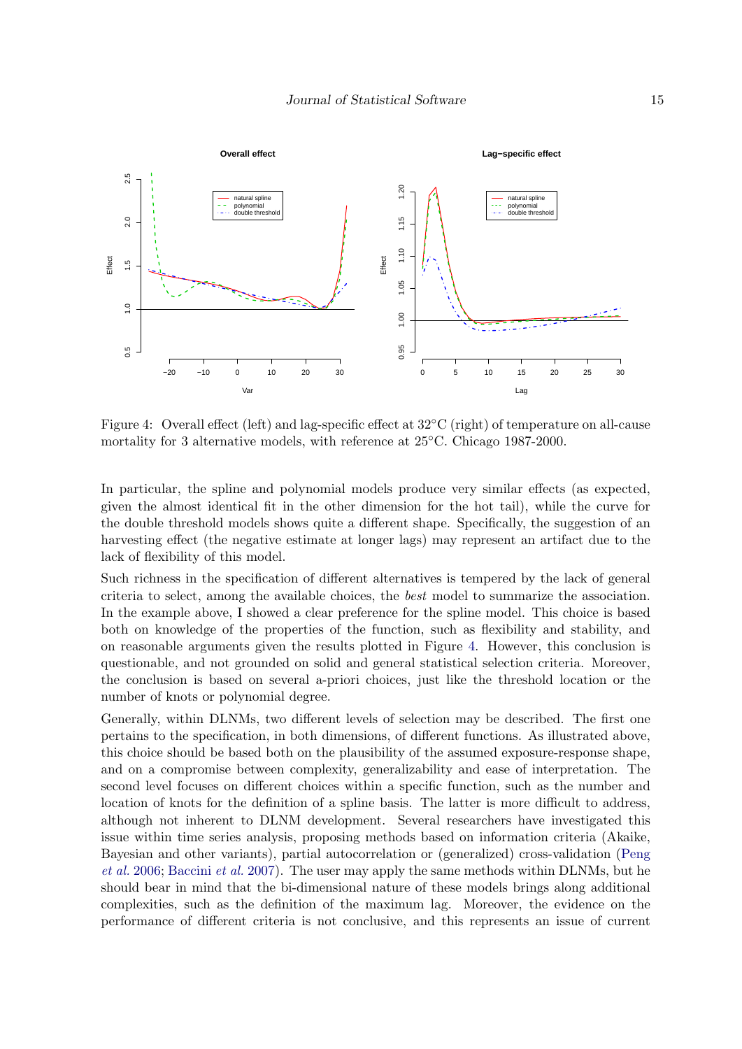Figure 4: Overall effect (left) and lag-specific effect at 32°C (right) of temperature on all-cause mortality for 3 alternative models, with reference at 25°C. Chicago 1987-2000.

In particular, the spline and polynomial models produce very similar effects (as expected, given the almost identical fit in the other dimension for the hot tail), while the curve for the double threshold models shows quite a different shape. Specifically, the suggestion of an harvesting effect (the negative estimate at longer lags) may represent an artifact due to the lack of flexibility of this model.

Such richness in the specification of different alternatives is tempered by the lack of general criteria to select, among the available choices, the *best* model to summarize the association. In the example above, I showed a clear preference for the spline model. This choice is based both on knowledge of the properties of the function, such as flexibility and stability, and on reasonable arguments given the results plotted in Figure 4. However, this conclusion is questionable, and not grounded on solid and general statistical selection criteria. Moreover, the conclusion is based on several a-priori choices, just like the threshold location or the number of knots or polynomial degree.

Generally, within DLNMs, two different levels of selection may be described. The first one pertains to the specification, in both dimensions, of different functions. As illustrated above, this choice should be based both on the plausibility of the assumed exposure-response shape, and on a compromise between complexity, generalizability and ease of interpretation. The second level focuses on different choices within a specific function, such as the number and location of knots for the definition of a spline basis. The latter is more difficult to address, although not inherent to DLNM development. Several researchers have investigated this issue within time series analysis, proposing methods based on information criteria (Akaike, Bayesian and other variants), partial autocorrelation or (generalized) cross-validation (Peng *et al.* 2006; Baccini *et al.* 2007). The user may apply the same methods within DLNMs, but he should bear in mind that the bi-dimensional nature of these models brings along additional complexities, such as the definition of the maximum lag. Moreover, the evidence on the performance of different criteria is not conclusive, and this represents an issue of current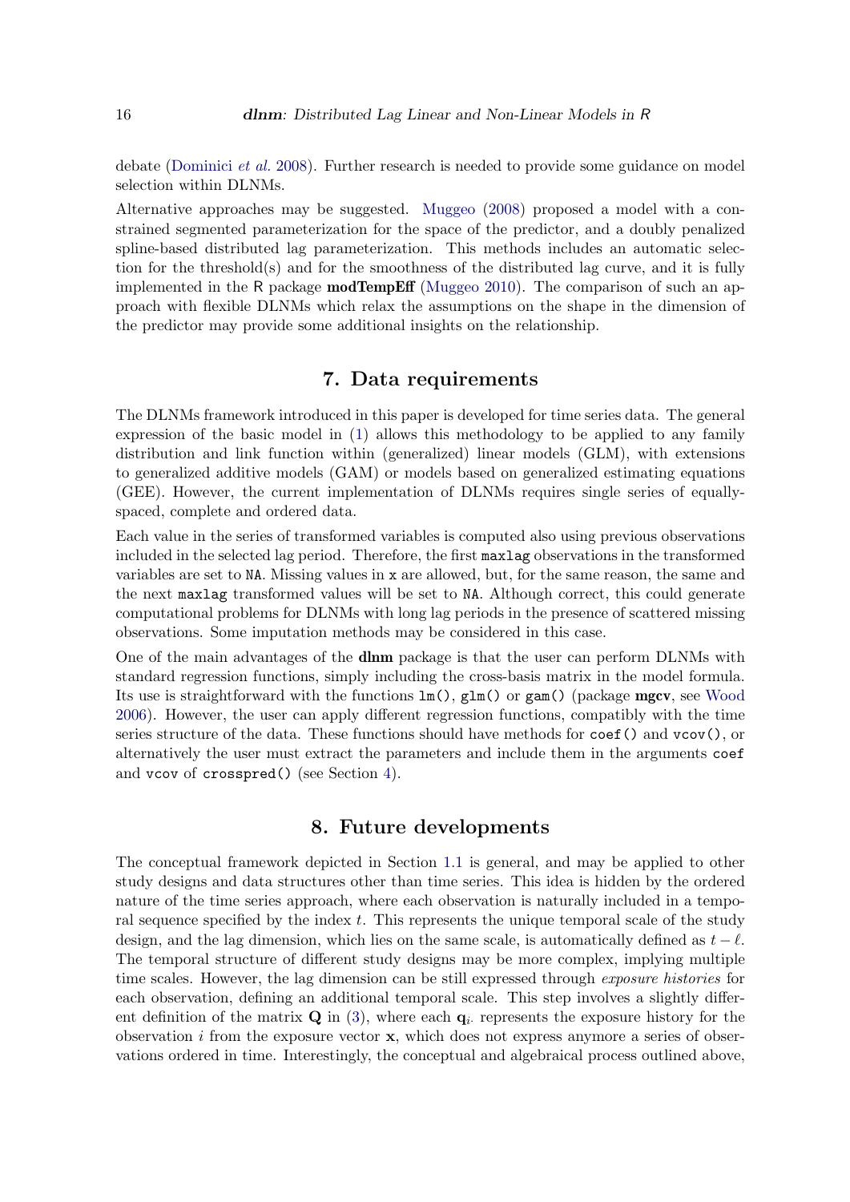debate (Dominici *et al.* 2008). Further research is needed to provide some guidance on model selection within DLNMs.

Alternative approaches may be suggested. Muggeo (2008) proposed a model with a constrained segmented parameterization for the space of the predictor, and a doubly penalized spline-based distributed lag parameterization. This methods includes an automatic selection for the threshold(s) and for the smoothness of the distributed lag curve, and it is fully implemented in the R package **modTempEff** (Muggeo 2010). The comparison of such an approach with flexible DLNMs which relax the assumptions on the shape in the dimension of the predictor may provide some additional insights on the relationship.

## 7. Data requirements

The DLNMs framework introduced in this paper is developed for time series data. The general expression of the basic model in (1) allows this methodology to be applied to any family distribution and link function within (generalized) linear models (GLM), with extensions to generalized additive models (GAM) or models based on generalized estimating equations (GEE). However, the current implementation of DLNMs requires single series of equally-spaced, complete and ordered data.

Each value in the series of transformed variables is computed also using previous observations included in the selected lag period. Therefore, the first `maxlag` observations in the transformed variables are set to `NA`. Missing values in `x` are allowed, but, for the same reason, the same and the next `maxlag` transformed values will be set to `NA`. Although correct, this could generate computational problems for DLNMs with long lag periods in the presence of scattered missing observations. Some imputation methods may be considered in this case.

One of the main advantages of the **dlnm** package is that the user can perform DLNMs with standard regression functions, simply including the cross-basis matrix in the model formula. Its use is straightforward with the functions `lm()`, `glm()` or `gam()` (package **mgcv**, see Wood 2006). However, the user can apply different regression functions, compatibly with the time series structure of the data. These functions should have methods for `coef()` and `vcov()`, or alternatively the user must extract the parameters and include them in the arguments `coef` and `vcov` of `crosspred()` (see Section 4).

## 8. Future developments

The conceptual framework depicted in Section 1.1 is general, and may be applied to other study designs and data structures other than time series. This idea is hidden by the ordered nature of the time series approach, where each observation is naturally included in a temporal sequence specified by the index $t$. This represents the unique temporal scale of the study design, and the lag dimension, which lies on the same scale, is automatically defined as $t - \ell$. The temporal structure of different study designs may be more complex, implying multiple time scales. However, the lag dimension can be still expressed through *exposure histories* for each observation, defining an additional temporal scale. This step involves a slightly different definition of the matrix $\mathbf{Q}$ in (3), where each $\mathbf{q}_{i\cdot}$ represents the exposure history for the observation $i$ from the exposure vector $\mathbf{x}$, which does not express anymore a series of observations ordered in time. Interestingly, the conceptual and algebraical process outlined above,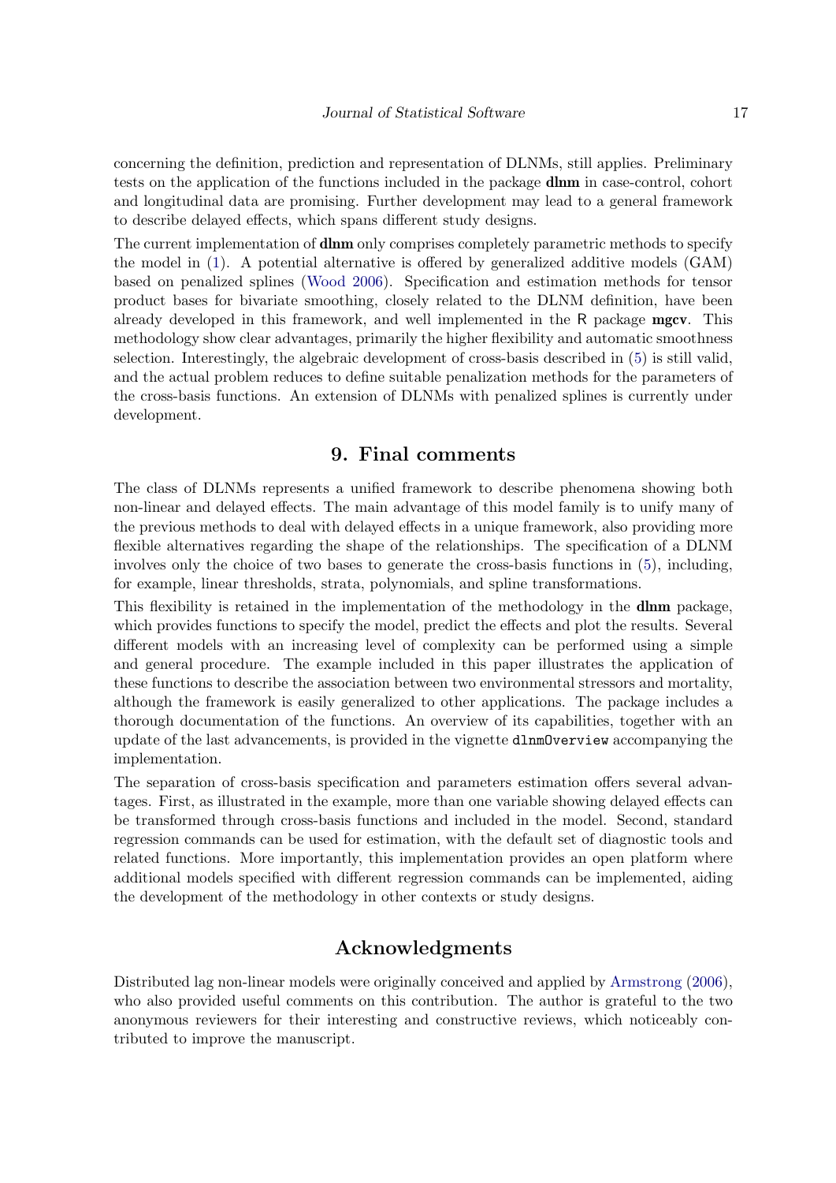concerning the definition, prediction and representation of DLNMs, still applies. Preliminary tests on the application of the functions included in the package **dlnm** in case-control, cohort and longitudinal data are promising. Further development may lead to a general framework to describe delayed effects, which spans different study designs.

The current implementation of **dlnm** only comprises completely parametric methods to specify the model in (1). A potential alternative is offered by generalized additive models (GAM) based on penalized splines (Wood 2006). Specification and estimation methods for tensor product bases for bivariate smoothing, closely related to the DLNM definition, have been already developed in this framework, and well implemented in the R package **mgcv**. This methodology show clear advantages, primarily the higher flexibility and automatic smoothness selection. Interestingly, the algebraic development of cross-basis described in (5) is still valid, and the actual problem reduces to define suitable penalization methods for the parameters of the cross-basis functions. An extension of DLNMs with penalized splines is currently under development.

# 9. Final comments

The class of DLNMs represents a unified framework to describe phenomena showing both non-linear and delayed effects. The main advantage of this model family is to unify many of the previous methods to deal with delayed effects in a unique framework, also providing more flexible alternatives regarding the shape of the relationships. The specification of a DLNM involves only the choice of two bases to generate the cross-basis functions in (5), including, for example, linear thresholds, strata, polynomials, and spline transformations.

This flexibility is retained in the implementation of the methodology in the **dlnm** package, which provides functions to specify the model, predict the effects and plot the results. Several different models with an increasing level of complexity can be performed using a simple and general procedure. The example included in this paper illustrates the application of these functions to describe the association between two environmental stressors and mortality, although the framework is easily generalized to other applications. The package includes a thorough documentation of the functions. An overview of its capabilities, together with an update of the last advancements, is provided in the vignette `dlnmOverview` accompanying the implementation.

The separation of cross-basis specification and parameters estimation offers several advantages. First, as illustrated in the example, more than one variable showing delayed effects can be transformed through cross-basis functions and included in the model. Second, standard regression commands can be used for estimation, with the default set of diagnostic tools and related functions. More importantly, this implementation provides an open platform where additional models specified with different regression commands can be implemented, aiding the development of the methodology in other contexts or study designs.

# Acknowledgments

Distributed lag non-linear models were originally conceived and applied by Armstrong (2006), who also provided useful comments on this contribution. The author is grateful to the two anonymous reviewers for their interesting and constructive reviews, which noticeably contributed to improve the manuscript.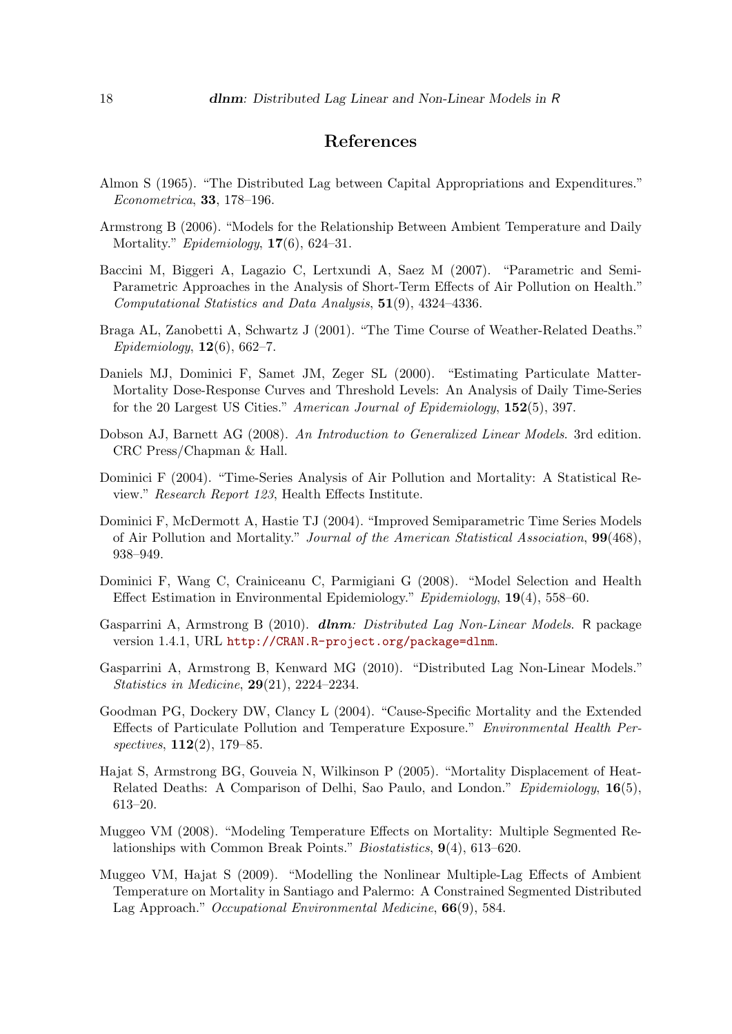# References

Almon S (1965). "The Distributed Lag between Capital Appropriations and Expenditures." *Econometrica*, **33**, 178–196.

Armstrong B (2006). "Models for the Relationship Between Ambient Temperature and Daily Mortality." *Epidemiology*, **17**(6), 624–31.

Baccini M, Biggeri A, Lagazio C, Lertxundi A, Saez M (2007). "Parametric and Semi-Parametric Approaches in the Analysis of Short-Term Effects of Air Pollution on Health." *Computational Statistics and Data Analysis*, **51**(9), 4324–4336.

Braga AL, Zanobetti A, Schwartz J (2001). "The Time Course of Weather-Related Deaths." *Epidemiology*, **12**(6), 662–7.

Daniels MJ, Dominici F, Samet JM, Zeger SL (2000). "Estimating Particulate Matter-Mortality Dose-Response Curves and Threshold Levels: An Analysis of Daily Time-Series for the 20 Largest US Cities." *American Journal of Epidemiology*, **152**(5), 397.

Dobson AJ, Barnett AG (2008). *An Introduction to Generalized Linear Models*. 3rd edition. CRC Press/Chapman & Hall.

Dominici F (2004). "Time-Series Analysis of Air Pollution and Mortality: A Statistical Review." *Research Report 123*, Health Effects Institute.

Dominici F, McDermott A, Hastie TJ (2004). "Improved Semiparametric Time Series Models of Air Pollution and Mortality." *Journal of the American Statistical Association*, **99**(468), 938–949.

Dominici F, Wang C, Crainiceanu C, Parmigiani G (2008). "Model Selection and Health Effect Estimation in Environmental Epidemiology." *Epidemiology*, **19**(4), 558–60.

Gasparrini A, Armstrong B (2010). ***dlnm**: Distributed Lag Non-Linear Models*. R package version 1.4.1, URL http://CRAN.R-project.org/package=dlnm.

Gasparrini A, Armstrong B, Kenward MG (2010). "Distributed Lag Non-Linear Models." *Statistics in Medicine*, **29**(21), 2224–2234.

Goodman PG, Dockery DW, Clancy L (2004). "Cause-Specific Mortality and the Extended Effects of Particulate Pollution and Temperature Exposure." *Environmental Health Perspectives*, **112**(2), 179–85.

Hajat S, Armstrong BG, Gouveia N, Wilkinson P (2005). "Mortality Displacement of Heat-Related Deaths: A Comparison of Delhi, Sao Paulo, and London." *Epidemiology*, **16**(5), 613–20.

Muggeo VM (2008). "Modeling Temperature Effects on Mortality: Multiple Segmented Relationships with Common Break Points." *Biostatistics*, **9**(4), 613–620.

Muggeo VM, Hajat S (2009). "Modelling the Nonlinear Multiple-Lag Effects of Ambient Temperature on Mortality in Santiago and Palermo: A Constrained Segmented Distributed Lag Approach." *Occupational Environmental Medicine*, **66**(9), 584.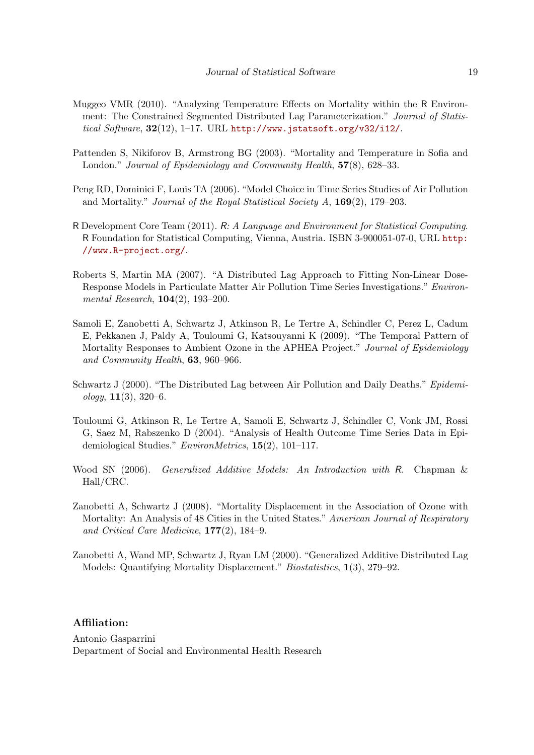Muggeo VMR (2010). "Analyzing Temperature Effects on Mortality within the R Environment: The Constrained Segmented Distributed Lag Parameterization." *Journal of Statistical Software*, **32**(12), 1–17. URL http://www.jstatsoft.org/v32/i12/.

Pattenden S, Nikiforov B, Armstrong BG (2003). "Mortality and Temperature in Sofia and London." *Journal of Epidemiology and Community Health*, **57**(8), 628–33.

Peng RD, Dominici F, Louis TA (2006). "Model Choice in Time Series Studies of Air Pollution and Mortality." *Journal of the Royal Statistical Society A*, **169**(2), 179–203.

R Development Core Team (2011). *R: A Language and Environment for Statistical Computing*. R Foundation for Statistical Computing, Vienna, Austria. ISBN 3-900051-07-0, URL http://www.R-project.org/.

Roberts S, Martin MA (2007). "A Distributed Lag Approach to Fitting Non-Linear Dose-Response Models in Particulate Matter Air Pollution Time Series Investigations." *Environmental Research*, **104**(2), 193–200.

Samoli E, Zanobetti A, Schwartz J, Atkinson R, Le Tertre A, Schindler C, Perez L, Cadum E, Pekkanen J, Paldy A, Touloumi G, Katsouyanni K (2009). "The Temporal Pattern of Mortality Responses to Ambient Ozone in the APHEA Project." *Journal of Epidemiology and Community Health*, **63**, 960–966.

Schwartz J (2000). "The Distributed Lag between Air Pollution and Daily Deaths." *Epidemiology*, **11**(3), 320–6.

Touloumi G, Atkinson R, Le Tertre A, Samoli E, Schwartz J, Schindler C, Vonk JM, Rossi G, Saez M, Rabszenko D (2004). "Analysis of Health Outcome Time Series Data in Epidemiological Studies." *EnvironMetrics*, **15**(2), 101–117.

Wood SN (2006). *Generalized Additive Models: An Introduction with R*. Chapman & Hall/CRC.

Zanobetti A, Schwartz J (2008). "Mortality Displacement in the Association of Ozone with Mortality: An Analysis of 48 Cities in the United States." *American Journal of Respiratory and Critical Care Medicine*, **177**(2), 184–9.

Zanobetti A, Wand MP, Schwartz J, Ryan LM (2000). "Generalized Additive Distributed Lag Models: Quantifying Mortality Displacement." *Biostatistics*, **1**(3), 279–92.

**Affiliation:**

Antonio Gasparrini
Department of Social and Environmental Health Research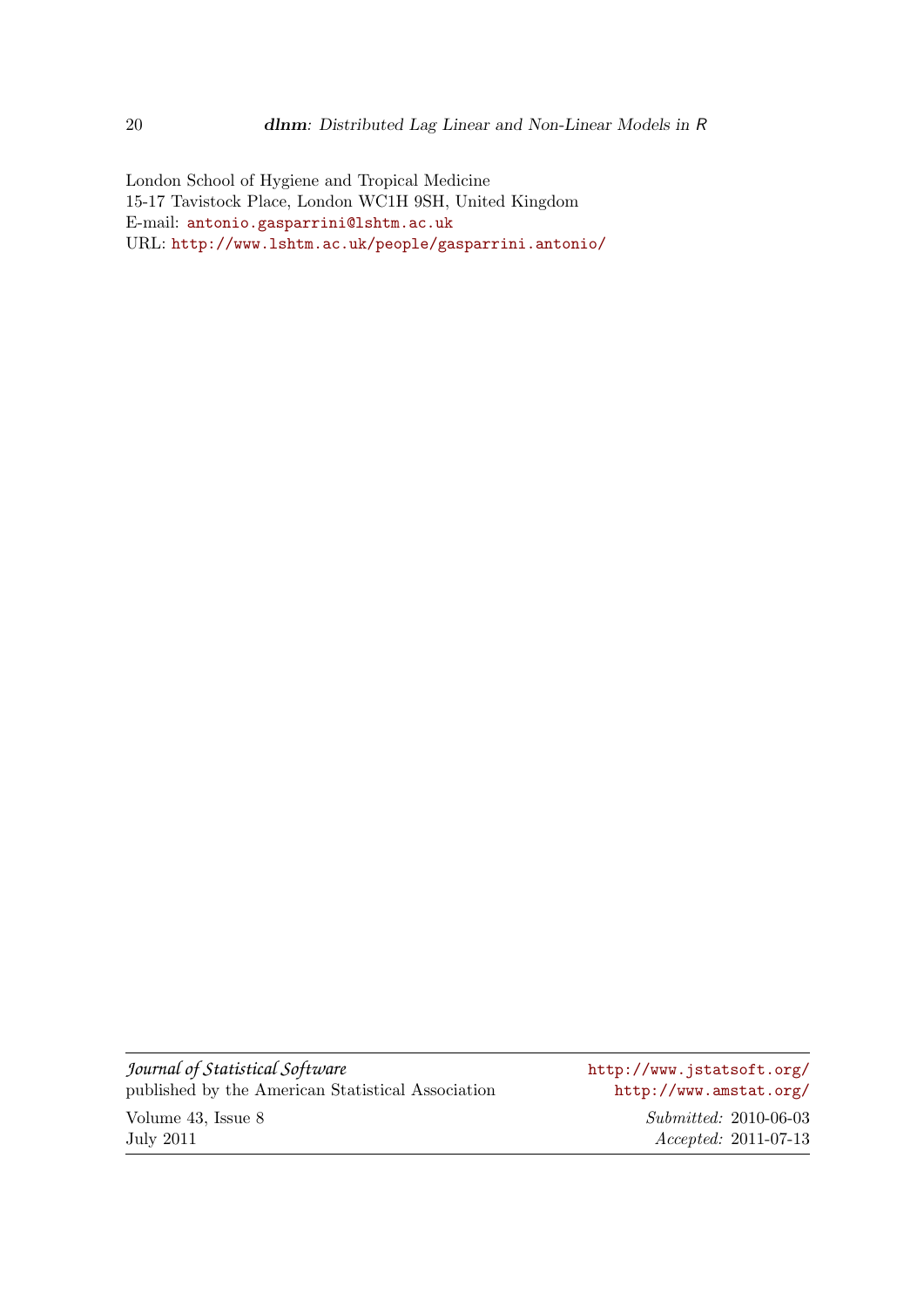London School of Hygiene and Tropical Medicine
15-17 Tavistock Place, London WC1H 9SH, United Kingdom
E-mail: antonio.gasparrini@lshtm.ac.uk
URL: http://www.lshtm.ac.uk/people/gasparrini.antonio/

---

*Journal of Statistical Software* http://www.jstatsoft.org/
published by the American Statistical Association http://www.amstat.org/
Volume 43, Issue 8 *Submitted:* 2010-06-03
July 2011 *Accepted:* 2011-07-13